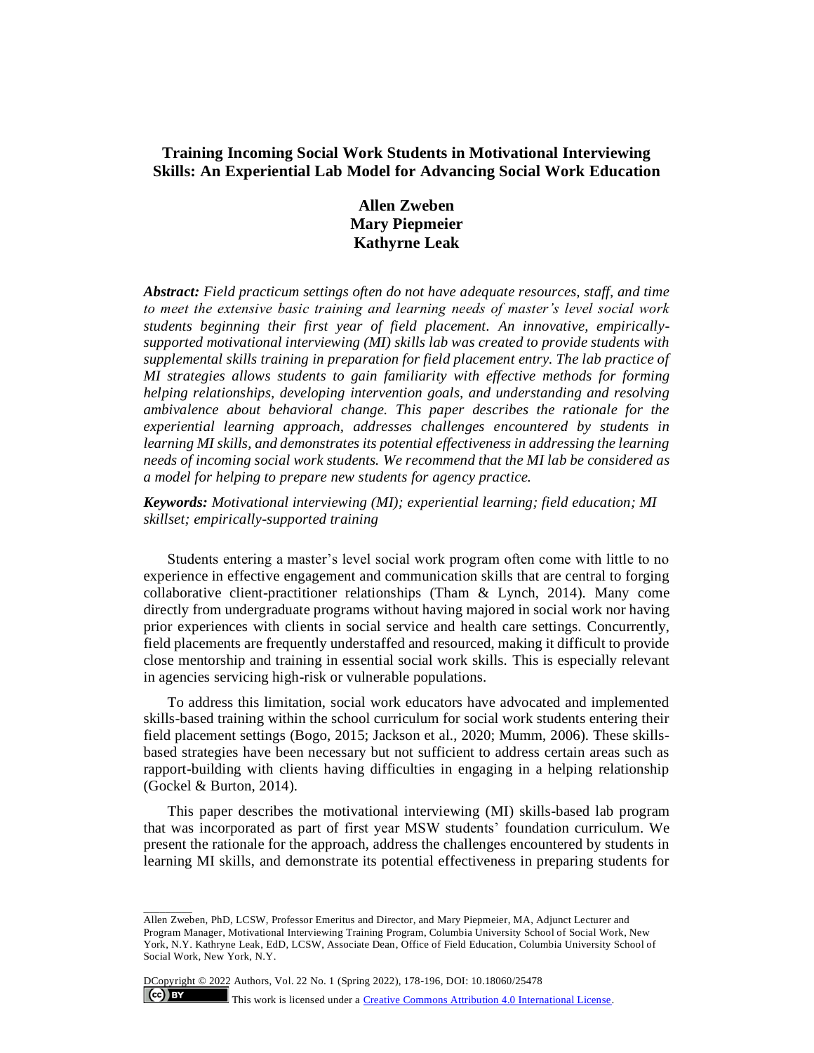# Training Incoming Social Work Students in Motivational Interviewing Skills: An Experiential Lab Model for Advancing Social Work Education

**Allen Zweben**
**Mary Piepmeier**
**Kathyrne Leak**

***Abstract:*** *Field practicum settings often do not have adequate resources, staff, and time to meet the extensive basic training and learning needs of master's level social work students beginning their first year of field placement. An innovative, empirically-supported motivational interviewing (MI) skills lab was created to provide students with supplemental skills training in preparation for field placement entry. The lab practice of MI strategies allows students to gain familiarity with effective methods for forming helping relationships, developing intervention goals, and understanding and resolving ambivalence about behavioral change. This paper describes the rationale for the experiential learning approach, addresses challenges encountered by students in learning MI skills, and demonstrates its potential effectiveness in addressing the learning needs of incoming social work students. We recommend that the MI lab be considered as a model for helping to prepare new students for agency practice.*

***Keywords:*** *Motivational interviewing (MI); experiential learning; field education; MI skillset; empirically-supported training*

Students entering a master's level social work program often come with little to no experience in effective engagement and communication skills that are central to forging collaborative client-practitioner relationships (Tham & Lynch, 2014). Many come directly from undergraduate programs without having majored in social work nor having prior experiences with clients in social service and health care settings. Concurrently, field placements are frequently understaffed and resourced, making it difficult to provide close mentorship and training in essential social work skills. This is especially relevant in agencies servicing high-risk or vulnerable populations.

To address this limitation, social work educators have advocated and implemented skills-based training within the school curriculum for social work students entering their field placement settings (Bogo, 2015; Jackson et al., 2020; Mumm, 2006). These skills-based strategies have been necessary but not sufficient to address certain areas such as rapport-building with clients having difficulties in engaging in a helping relationship (Gockel & Burton, 2014).

This paper describes the motivational interviewing (MI) skills-based lab program that was incorporated as part of first year MSW students' foundation curriculum. We present the rationale for the approach, address the challenges encountered by students in learning MI skills, and demonstrate its potential effectiveness in preparing students for

---

Allen Zweben, PhD, LCSW, Professor Emeritus and Director, and Mary Piepmeier, MA, Adjunct Lecturer and Program Manager, Motivational Interviewing Training Program, Columbia University School of Social Work, New York, N.Y. Kathryne Leak, EdD, LCSW, Associate Dean, Office of Field Education, Columbia University School of Social Work, New York, N.Y.

DCopyright © 2022 Authors, Vol. 22 No. 1 (Spring 2022), 178-196, DOI: 10.18060/25478

This work is licensed under a Creative Commons Attribution 4.0 International License.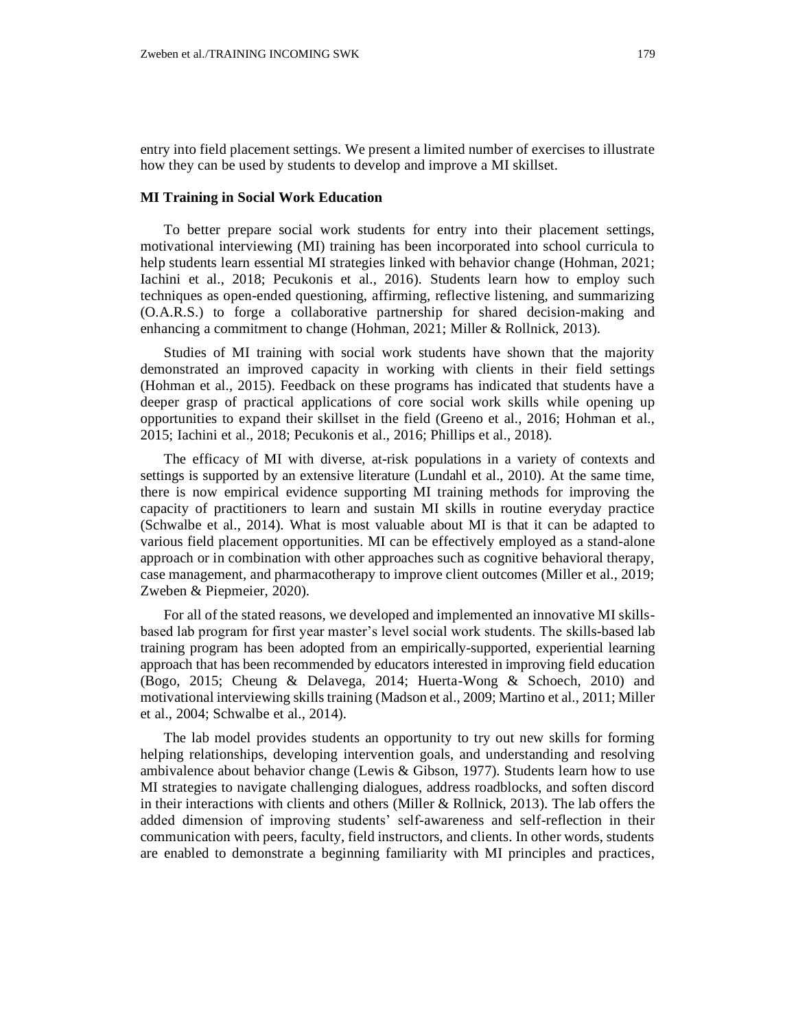entry into field placement settings. We present a limited number of exercises to illustrate how they can be used by students to develop and improve a MI skillset.

### MI Training in Social Work Education

To better prepare social work students for entry into their placement settings, motivational interviewing (MI) training has been incorporated into school curricula to help students learn essential MI strategies linked with behavior change (Hohman, 2021; Iachini et al., 2018; Pecukonis et al., 2016). Students learn how to employ such techniques as open-ended questioning, affirming, reflective listening, and summarizing (O.A.R.S.) to forge a collaborative partnership for shared decision-making and enhancing a commitment to change (Hohman, 2021; Miller & Rollnick, 2013).

Studies of MI training with social work students have shown that the majority demonstrated an improved capacity in working with clients in their field settings (Hohman et al., 2015). Feedback on these programs has indicated that students have a deeper grasp of practical applications of core social work skills while opening up opportunities to expand their skillset in the field (Greeno et al., 2016; Hohman et al., 2015; Iachini et al., 2018; Pecukonis et al., 2016; Phillips et al., 2018).

The efficacy of MI with diverse, at-risk populations in a variety of contexts and settings is supported by an extensive literature (Lundahl et al., 2010). At the same time, there is now empirical evidence supporting MI training methods for improving the capacity of practitioners to learn and sustain MI skills in routine everyday practice (Schwalbe et al., 2014). What is most valuable about MI is that it can be adapted to various field placement opportunities. MI can be effectively employed as a stand-alone approach or in combination with other approaches such as cognitive behavioral therapy, case management, and pharmacotherapy to improve client outcomes (Miller et al., 2019; Zweben & Piepmeier, 2020).

For all of the stated reasons, we developed and implemented an innovative MI skills-based lab program for first year master's level social work students. The skills-based lab training program has been adopted from an empirically-supported, experiential learning approach that has been recommended by educators interested in improving field education (Bogo, 2015; Cheung & Delavega, 2014; Huerta-Wong & Schoech, 2010) and motivational interviewing skills training (Madson et al., 2009; Martino et al., 2011; Miller et al., 2004; Schwalbe et al., 2014).

The lab model provides students an opportunity to try out new skills for forming helping relationships, developing intervention goals, and understanding and resolving ambivalence about behavior change (Lewis & Gibson, 1977). Students learn how to use MI strategies to navigate challenging dialogues, address roadblocks, and soften discord in their interactions with clients and others (Miller & Rollnick, 2013). The lab offers the added dimension of improving students' self-awareness and self-reflection in their communication with peers, faculty, field instructors, and clients. In other words, students are enabled to demonstrate a beginning familiarity with MI principles and practices,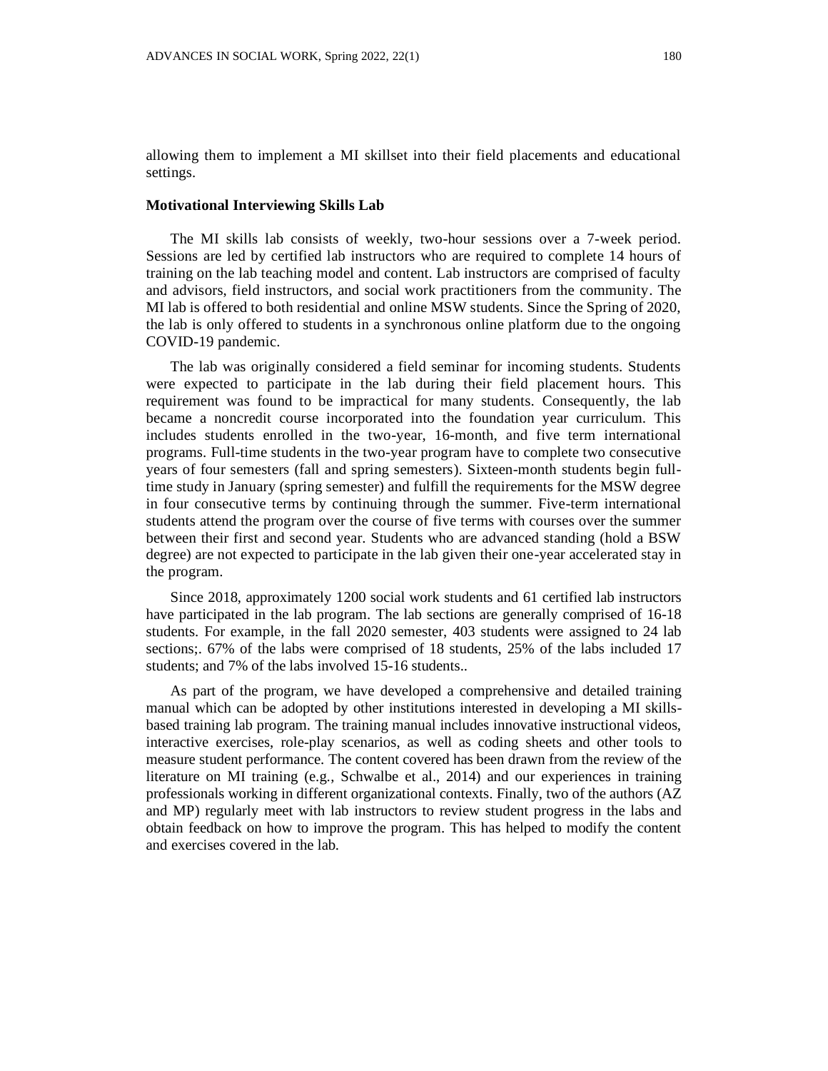allowing them to implement a MI skillset into their field placements and educational settings.

### Motivational Interviewing Skills Lab

The MI skills lab consists of weekly, two-hour sessions over a 7-week period. Sessions are led by certified lab instructors who are required to complete 14 hours of training on the lab teaching model and content. Lab instructors are comprised of faculty and advisors, field instructors, and social work practitioners from the community. The MI lab is offered to both residential and online MSW students. Since the Spring of 2020, the lab is only offered to students in a synchronous online platform due to the ongoing COVID-19 pandemic.

The lab was originally considered a field seminar for incoming students. Students were expected to participate in the lab during their field placement hours. This requirement was found to be impractical for many students. Consequently, the lab became a noncredit course incorporated into the foundation year curriculum. This includes students enrolled in the two-year, 16-month, and five term international programs. Full-time students in the two-year program have to complete two consecutive years of four semesters (fall and spring semesters). Sixteen-month students begin full-time study in January (spring semester) and fulfill the requirements for the MSW degree in four consecutive terms by continuing through the summer. Five-term international students attend the program over the course of five terms with courses over the summer between their first and second year. Students who are advanced standing (hold a BSW degree) are not expected to participate in the lab given their one-year accelerated stay in the program.

Since 2018, approximately 1200 social work students and 61 certified lab instructors have participated in the lab program. The lab sections are generally comprised of 16-18 students. For example, in the fall 2020 semester, 403 students were assigned to 24 lab sections;. 67% of the labs were comprised of 18 students, 25% of the labs included 17 students; and 7% of the labs involved 15-16 students..

As part of the program, we have developed a comprehensive and detailed training manual which can be adopted by other institutions interested in developing a MI skills-based training lab program. The training manual includes innovative instructional videos, interactive exercises, role-play scenarios, as well as coding sheets and other tools to measure student performance. The content covered has been drawn from the review of the literature on MI training (e.g., Schwalbe et al., 2014) and our experiences in training professionals working in different organizational contexts. Finally, two of the authors (AZ and MP) regularly meet with lab instructors to review student progress in the labs and obtain feedback on how to improve the program. This has helped to modify the content and exercises covered in the lab.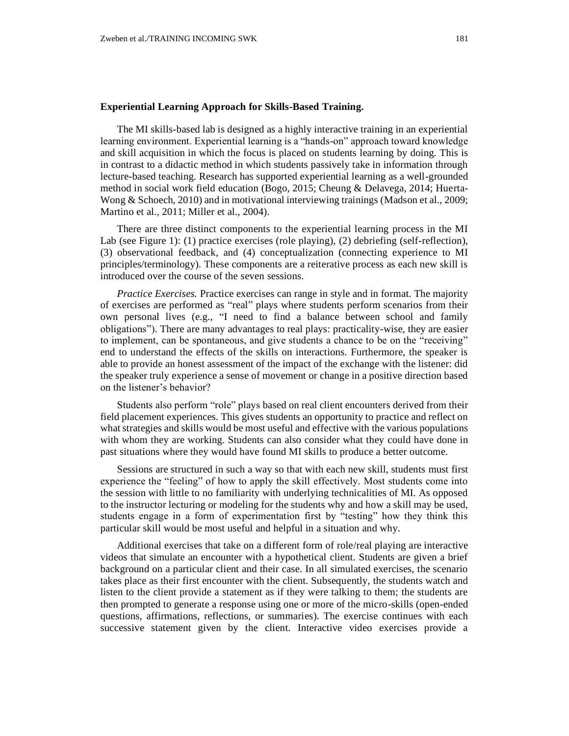**Experiential Learning Approach for Skills-Based Training.**

The MI skills-based lab is designed as a highly interactive training in an experiential learning environment. Experiential learning is a "hands-on" approach toward knowledge and skill acquisition in which the focus is placed on students learning by doing. This is in contrast to a didactic method in which students passively take in information through lecture-based teaching. Research has supported experiential learning as a well-grounded method in social work field education (Bogo, 2015; Cheung & Delavega, 2014; Huerta-Wong & Schoech, 2010) and in motivational interviewing trainings (Madson et al., 2009; Martino et al., 2011; Miller et al., 2004).

There are three distinct components to the experiential learning process in the MI Lab (see Figure 1): (1) practice exercises (role playing), (2) debriefing (self-reflection), (3) observational feedback, and (4) conceptualization (connecting experience to MI principles/terminology). These components are a reiterative process as each new skill is introduced over the course of the seven sessions.

*Practice Exercises.* Practice exercises can range in style and in format. The majority of exercises are performed as "real" plays where students perform scenarios from their own personal lives (e.g., "I need to find a balance between school and family obligations"). There are many advantages to real plays: practicality-wise, they are easier to implement, can be spontaneous, and give students a chance to be on the "receiving" end to understand the effects of the skills on interactions. Furthermore, the speaker is able to provide an honest assessment of the impact of the exchange with the listener: did the speaker truly experience a sense of movement or change in a positive direction based on the listener's behavior?

Students also perform "role" plays based on real client encounters derived from their field placement experiences. This gives students an opportunity to practice and reflect on what strategies and skills would be most useful and effective with the various populations with whom they are working. Students can also consider what they could have done in past situations where they would have found MI skills to produce a better outcome.

Sessions are structured in such a way so that with each new skill, students must first experience the "feeling" of how to apply the skill effectively. Most students come into the session with little to no familiarity with underlying technicalities of MI. As opposed to the instructor lecturing or modeling for the students why and how a skill may be used, students engage in a form of experimentation first by "testing" how they think this particular skill would be most useful and helpful in a situation and why.

Additional exercises that take on a different form of role/real playing are interactive videos that simulate an encounter with a hypothetical client. Students are given a brief background on a particular client and their case. In all simulated exercises, the scenario takes place as their first encounter with the client. Subsequently, the students watch and listen to the client provide a statement as if they were talking to them; the students are then prompted to generate a response using one or more of the micro-skills (open-ended questions, affirmations, reflections, or summaries). The exercise continues with each successive statement given by the client. Interactive video exercises provide a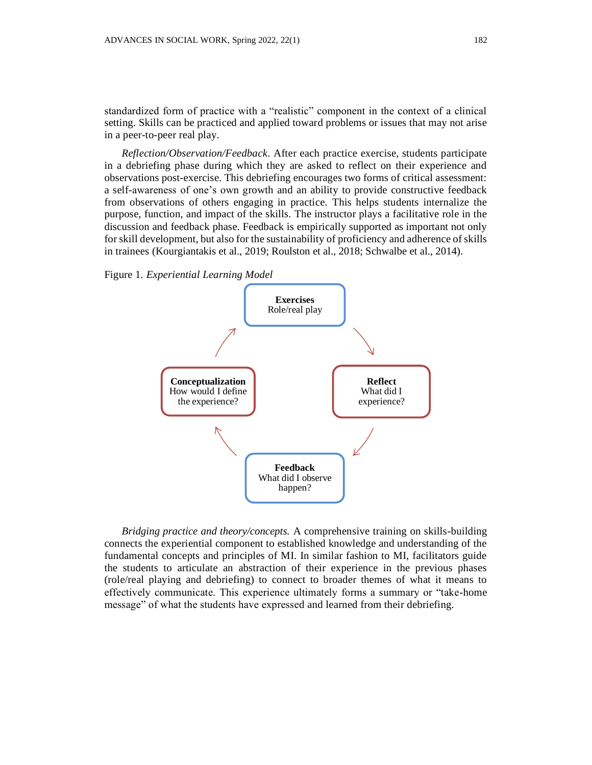standardized form of practice with a "realistic" component in the context of a clinical setting. Skills can be practiced and applied toward problems or issues that may not arise in a peer-to-peer real play.

*Reflection/Observation/Feedback*. After each practice exercise, students participate in a debriefing phase during which they are asked to reflect on their experience and observations post-exercise. This debriefing encourages two forms of critical assessment: a self-awareness of one's own growth and an ability to provide constructive feedback from observations of others engaging in practice. This helps students internalize the purpose, function, and impact of the skills. The instructor plays a facilitative role in the discussion and feedback phase. Feedback is empirically supported as important not only for skill development, but also for the sustainability of proficiency and adherence of skills in trainees (Kourgiantakis et al., 2019; Roulston et al., 2018; Schwalbe et al., 2014).

Figure 1. *Experiential Learning Model*

**Exercises**
Role/real play

**Reflect**
What did I experience?

**Feedback**
What did I observe happen?

**Conceptualization**
How would I define the experience?

*Bridging practice and theory/concepts.* A comprehensive training on skills-building connects the experiential component to established knowledge and understanding of the fundamental concepts and principles of MI. In similar fashion to MI, facilitators guide the students to articulate an abstraction of their experience in the previous phases (role/real playing and debriefing) to connect to broader themes of what it means to effectively communicate. This experience ultimately forms a summary or "take-home message" of what the students have expressed and learned from their debriefing.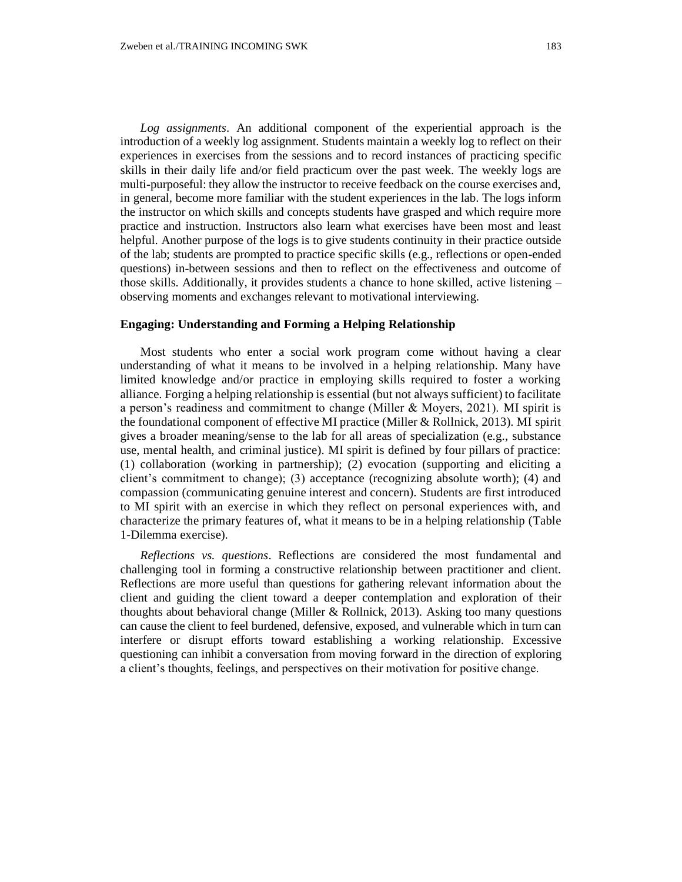*Log assignments*. An additional component of the experiential approach is the introduction of a weekly log assignment. Students maintain a weekly log to reflect on their experiences in exercises from the sessions and to record instances of practicing specific skills in their daily life and/or field practicum over the past week. The weekly logs are multi-purposeful: they allow the instructor to receive feedback on the course exercises and, in general, become more familiar with the student experiences in the lab. The logs inform the instructor on which skills and concepts students have grasped and which require more practice and instruction. Instructors also learn what exercises have been most and least helpful. Another purpose of the logs is to give students continuity in their practice outside of the lab; students are prompted to practice specific skills (e.g., reflections or open-ended questions) in-between sessions and then to reflect on the effectiveness and outcome of those skills. Additionally, it provides students a chance to hone skilled, active listening – observing moments and exchanges relevant to motivational interviewing.

### Engaging: Understanding and Forming a Helping Relationship

Most students who enter a social work program come without having a clear understanding of what it means to be involved in a helping relationship. Many have limited knowledge and/or practice in employing skills required to foster a working alliance. Forging a helping relationship is essential (but not always sufficient) to facilitate a person's readiness and commitment to change (Miller & Moyers, 2021). MI spirit is the foundational component of effective MI practice (Miller & Rollnick, 2013). MI spirit gives a broader meaning/sense to the lab for all areas of specialization (e.g., substance use, mental health, and criminal justice). MI spirit is defined by four pillars of practice: (1) collaboration (working in partnership); (2) evocation (supporting and eliciting a client's commitment to change); (3) acceptance (recognizing absolute worth); (4) and compassion (communicating genuine interest and concern). Students are first introduced to MI spirit with an exercise in which they reflect on personal experiences with, and characterize the primary features of, what it means to be in a helping relationship (Table 1-Dilemma exercise).

*Reflections vs. questions*. Reflections are considered the most fundamental and challenging tool in forming a constructive relationship between practitioner and client. Reflections are more useful than questions for gathering relevant information about the client and guiding the client toward a deeper contemplation and exploration of their thoughts about behavioral change (Miller & Rollnick, 2013). Asking too many questions can cause the client to feel burdened, defensive, exposed, and vulnerable which in turn can interfere or disrupt efforts toward establishing a working relationship. Excessive questioning can inhibit a conversation from moving forward in the direction of exploring a client's thoughts, feelings, and perspectives on their motivation for positive change.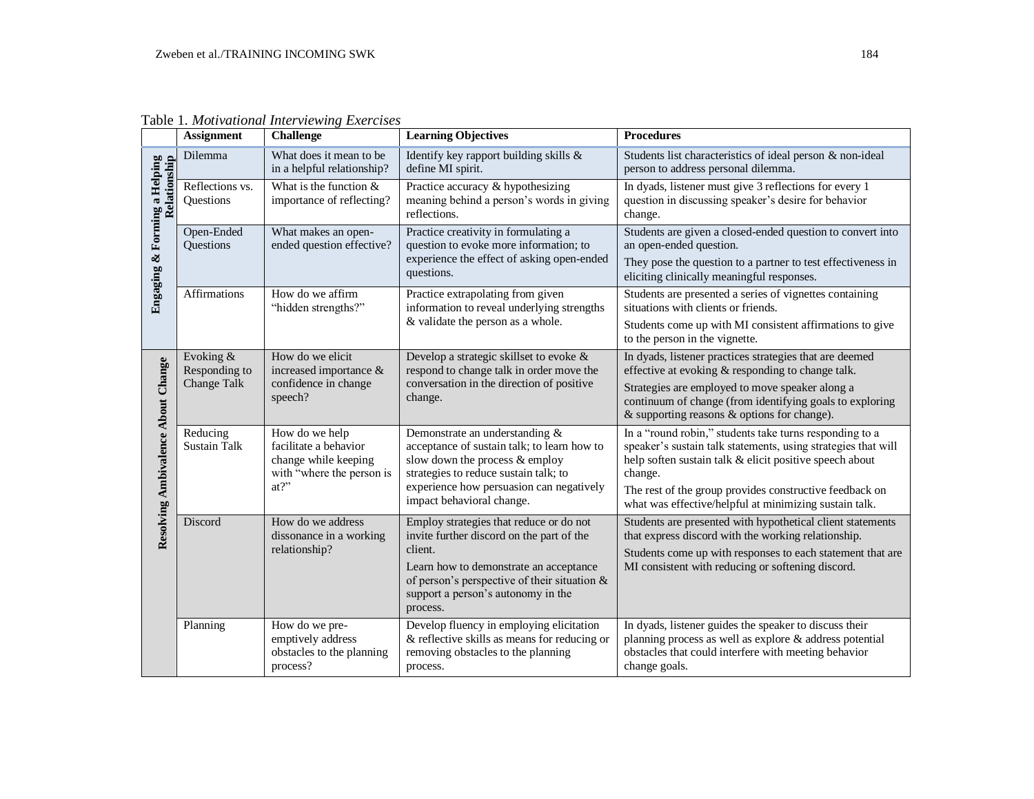Table 1. *Motivational Interviewing Exercises*

| | Assignment | Challenge | Learning Objectives | Procedures |
|---|---|---|---|---|
| **Engaging & Forming a Helping Relationship** | Dilemma | What does it mean to be in a helpful relationship? | Identify key rapport building skills & define MI spirit. | Students list characteristics of ideal person & non-ideal person to address personal dilemma. |
| | Reflections vs. Questions | What is the function & importance of reflecting? | Practice accuracy & hypothesizing meaning behind a person's words in giving reflections. | In dyads, listener must give 3 reflections for every 1 question in discussing speaker's desire for behavior change. |
| | Open-Ended Questions | What makes an open-ended question effective? | Practice creativity in formulating a question to evoke more information; to experience the effect of asking open-ended questions. | Students are given a closed-ended question to convert into an open-ended question. They pose the question to a partner to test effectiveness in eliciting clinically meaningful responses. |
| | Affirmations | How do we affirm "hidden strengths?" | Practice extrapolating from given information to reveal underlying strengths & validate the person as a whole. | Students are presented a series of vignettes containing situations with clients or friends. Students come up with MI consistent affirmations to give to the person in the vignette. |
| **Resolving Ambivalence About Change** | Evoking & Responding to Change Talk | How do we elicit increased importance & confidence in change speech? | Develop a strategic skillset to evoke & respond to change talk in order move the conversation in the direction of positive change. | In dyads, listener practices strategies that are deemed effective at evoking & responding to change talk. Strategies are employed to move speaker along a continuum of change (from identifying goals to exploring & supporting reasons & options for change). |
| | Reducing Sustain Talk | How do we help facilitate a behavior change while keeping with "where the person is at?" | Demonstrate an understanding & acceptance of sustain talk; to learn how to slow down the process & employ strategies to reduce sustain talk; to experience how persuasion can negatively impact behavioral change. | In a "round robin," students take turns responding to a speaker's sustain talk statements, using strategies that will help soften sustain talk & elicit positive speech about change. The rest of the group provides constructive feedback on what was effective/helpful at minimizing sustain talk. |
| | Discord | How do we address dissonance in a working relationship? | Employ strategies that reduce or do not invite further discord on the part of the client. Learn how to demonstrate an acceptance of person's perspective of their situation & support a person's autonomy in the process. | Students are presented with hypothetical client statements that express discord with the working relationship. Students come up with responses to each statement that are MI consistent with reducing or softening discord. |
| | Planning | How do we pre-emptively address obstacles to the planning process? | Develop fluency in employing elicitation & reflective skills as means for reducing or removing obstacles to the planning process. | In dyads, listener guides the speaker to discuss their planning process as well as explore & address potential obstacles that could interfere with meeting behavior change goals. |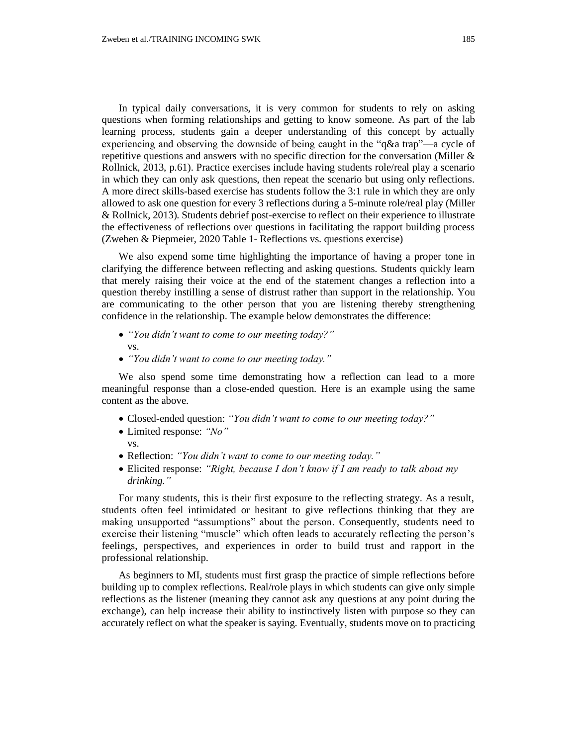In typical daily conversations, it is very common for students to rely on asking questions when forming relationships and getting to know someone. As part of the lab learning process, students gain a deeper understanding of this concept by actually experiencing and observing the downside of being caught in the "q&a trap"—a cycle of repetitive questions and answers with no specific direction for the conversation (Miller & Rollnick, 2013, p.61). Practice exercises include having students role/real play a scenario in which they can only ask questions, then repeat the scenario but using only reflections. A more direct skills-based exercise has students follow the 3:1 rule in which they are only allowed to ask one question for every 3 reflections during a 5-minute role/real play (Miller & Rollnick, 2013). Students debrief post-exercise to reflect on their experience to illustrate the effectiveness of reflections over questions in facilitating the rapport building process (Zweben & Piepmeier, 2020 Table 1- Reflections vs. questions exercise)

We also expend some time highlighting the importance of having a proper tone in clarifying the difference between reflecting and asking questions. Students quickly learn that merely raising their voice at the end of the statement changes a reflection into a question thereby instilling a sense of distrust rather than support in the relationship. You are communicating to the other person that you are listening thereby strengthening confidence in the relationship. The example below demonstrates the difference:

- *"You didn't want to come to our meeting today?"*
  vs.
- *"You didn't want to come to our meeting today."*

We also spend some time demonstrating how a reflection can lead to a more meaningful response than a close-ended question. Here is an example using the same content as the above.

- Closed-ended question: *"You didn't want to come to our meeting today?"*
- Limited response: *"No"*
  vs.
- Reflection: *"You didn't want to come to our meeting today."*
- Elicited response: *"Right, because I don't know if I am ready to talk about my drinking."*

For many students, this is their first exposure to the reflecting strategy. As a result, students often feel intimidated or hesitant to give reflections thinking that they are making unsupported "assumptions" about the person. Consequently, students need to exercise their listening "muscle" which often leads to accurately reflecting the person's feelings, perspectives, and experiences in order to build trust and rapport in the professional relationship.

As beginners to MI, students must first grasp the practice of simple reflections before building up to complex reflections. Real/role plays in which students can give only simple reflections as the listener (meaning they cannot ask any questions at any point during the exchange), can help increase their ability to instinctively listen with purpose so they can accurately reflect on what the speaker is saying. Eventually, students move on to practicing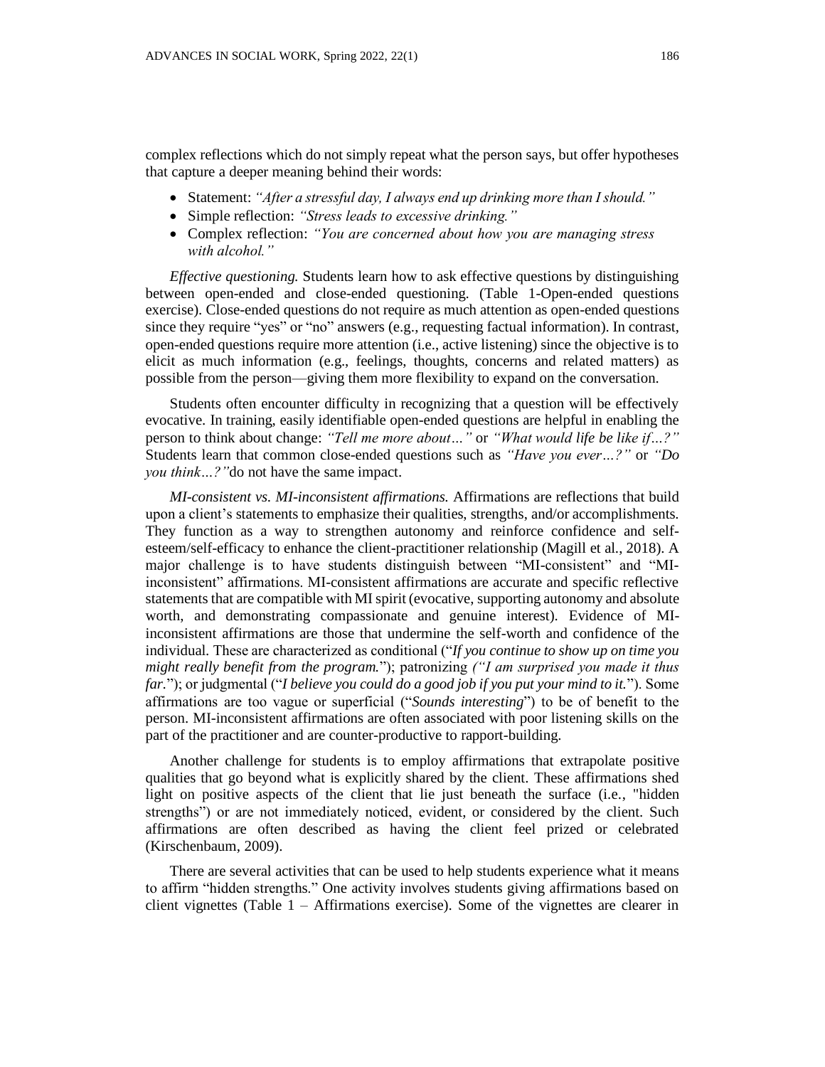complex reflections which do not simply repeat what the person says, but offer hypotheses that capture a deeper meaning behind their words:

- Statement: *"After a stressful day, I always end up drinking more than I should."*
- Simple reflection: *"Stress leads to excessive drinking."*
- Complex reflection: *"You are concerned about how you are managing stress with alcohol."*

*Effective questioning.* Students learn how to ask effective questions by distinguishing between open-ended and close-ended questioning. (Table 1-Open-ended questions exercise). Close-ended questions do not require as much attention as open-ended questions since they require "yes" or "no" answers (e.g., requesting factual information). In contrast, open-ended questions require more attention (i.e., active listening) since the objective is to elicit as much information (e.g., feelings, thoughts, concerns and related matters) as possible from the person—giving them more flexibility to expand on the conversation.

Students often encounter difficulty in recognizing that a question will be effectively evocative. In training, easily identifiable open-ended questions are helpful in enabling the person to think about change: *"Tell me more about…"* or *"What would life be like if…?"* Students learn that common close-ended questions such as *"Have you ever…?"* or *"Do you think…?"*do not have the same impact.

*MI-consistent vs. MI-inconsistent affirmations.* Affirmations are reflections that build upon a client's statements to emphasize their qualities, strengths, and/or accomplishments. They function as a way to strengthen autonomy and reinforce confidence and self-esteem/self-efficacy to enhance the client-practitioner relationship (Magill et al., 2018). A major challenge is to have students distinguish between "MI-consistent" and "MI-inconsistent" affirmations. MI-consistent affirmations are accurate and specific reflective statements that are compatible with MI spirit (evocative, supporting autonomy and absolute worth, and demonstrating compassionate and genuine interest). Evidence of MI-inconsistent affirmations are those that undermine the self-worth and confidence of the individual. These are characterized as conditional ("*If you continue to show up on time you might really benefit from the program.*"); patronizing *("I am surprised you made it thus far.*"); or judgmental ("*I believe you could do a good job if you put your mind to it.*"). Some affirmations are too vague or superficial ("*Sounds interesting*") to be of benefit to the person. MI-inconsistent affirmations are often associated with poor listening skills on the part of the practitioner and are counter-productive to rapport-building.

Another challenge for students is to employ affirmations that extrapolate positive qualities that go beyond what is explicitly shared by the client. These affirmations shed light on positive aspects of the client that lie just beneath the surface (i.e., "hidden strengths") or are not immediately noticed, evident, or considered by the client. Such affirmations are often described as having the client feel prized or celebrated (Kirschenbaum, 2009).

There are several activities that can be used to help students experience what it means to affirm "hidden strengths." One activity involves students giving affirmations based on client vignettes (Table 1 – Affirmations exercise). Some of the vignettes are clearer in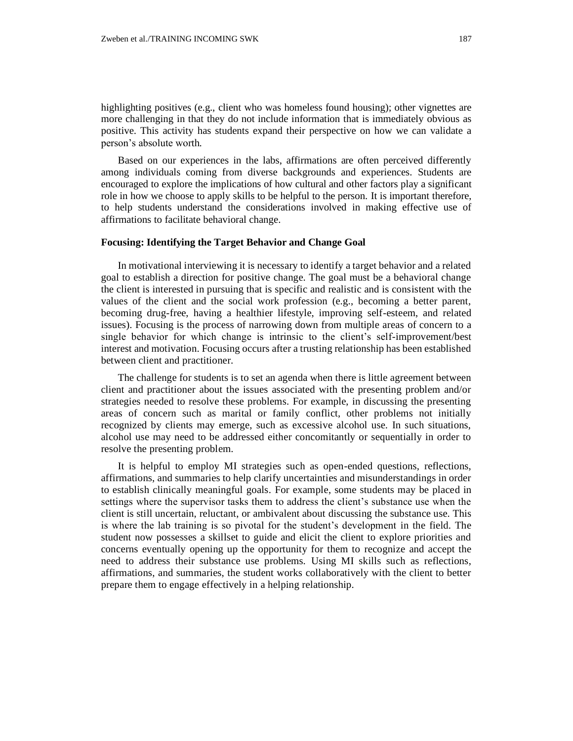highlighting positives (e.g., client who was homeless found housing); other vignettes are more challenging in that they do not include information that is immediately obvious as positive. This activity has students expand their perspective on how we can validate a person's absolute worth.

Based on our experiences in the labs, affirmations are often perceived differently among individuals coming from diverse backgrounds and experiences. Students are encouraged to explore the implications of how cultural and other factors play a significant role in how we choose to apply skills to be helpful to the person. It is important therefore, to help students understand the considerations involved in making effective use of affirmations to facilitate behavioral change.

### Focusing: Identifying the Target Behavior and Change Goal

In motivational interviewing it is necessary to identify a target behavior and a related goal to establish a direction for positive change. The goal must be a behavioral change the client is interested in pursuing that is specific and realistic and is consistent with the values of the client and the social work profession (e.g., becoming a better parent, becoming drug-free, having a healthier lifestyle, improving self-esteem, and related issues). Focusing is the process of narrowing down from multiple areas of concern to a single behavior for which change is intrinsic to the client's self-improvement/best interest and motivation. Focusing occurs after a trusting relationship has been established between client and practitioner.

The challenge for students is to set an agenda when there is little agreement between client and practitioner about the issues associated with the presenting problem and/or strategies needed to resolve these problems. For example, in discussing the presenting areas of concern such as marital or family conflict, other problems not initially recognized by clients may emerge, such as excessive alcohol use. In such situations, alcohol use may need to be addressed either concomitantly or sequentially in order to resolve the presenting problem.

It is helpful to employ MI strategies such as open-ended questions, reflections, affirmations, and summaries to help clarify uncertainties and misunderstandings in order to establish clinically meaningful goals. For example, some students may be placed in settings where the supervisor tasks them to address the client's substance use when the client is still uncertain, reluctant, or ambivalent about discussing the substance use. This is where the lab training is so pivotal for the student's development in the field. The student now possesses a skillset to guide and elicit the client to explore priorities and concerns eventually opening up the opportunity for them to recognize and accept the need to address their substance use problems. Using MI skills such as reflections, affirmations, and summaries, the student works collaboratively with the client to better prepare them to engage effectively in a helping relationship.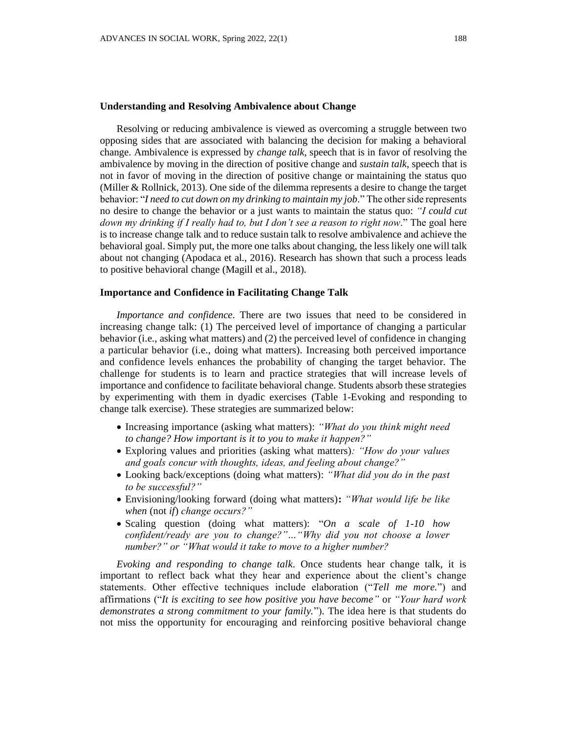### Understanding and Resolving Ambivalence about Change

Resolving or reducing ambivalence is viewed as overcoming a struggle between two opposing sides that are associated with balancing the decision for making a behavioral change. Ambivalence is expressed by *change talk*, speech that is in favor of resolving the ambivalence by moving in the direction of positive change and *sustain talk*, speech that is not in favor of moving in the direction of positive change or maintaining the status quo (Miller & Rollnick, 2013). One side of the dilemma represents a desire to change the target behavior: "*I need to cut down on my drinking to maintain my job*." The other side represents no desire to change the behavior or a just wants to maintain the status quo: *"I could cut down my drinking if I really had to, but I don't see a reason to right now*." The goal here is to increase change talk and to reduce sustain talk to resolve ambivalence and achieve the behavioral goal. Simply put, the more one talks about changing, the less likely one will talk about not changing (Apodaca et al., 2016). Research has shown that such a process leads to positive behavioral change (Magill et al., 2018).

### Importance and Confidence in Facilitating Change Talk

*Importance and confidence*. There are two issues that need to be considered in increasing change talk: (1) The perceived level of importance of changing a particular behavior (i.e., asking what matters) and (2) the perceived level of confidence in changing a particular behavior (i.e., doing what matters). Increasing both perceived importance and confidence levels enhances the probability of changing the target behavior. The challenge for students is to learn and practice strategies that will increase levels of importance and confidence to facilitate behavioral change. Students absorb these strategies by experimenting with them in dyadic exercises (Table 1-Evoking and responding to change talk exercise). These strategies are summarized below:

- Increasing importance (asking what matters): *"What do you think might need to change? How important is it to you to make it happen?"*
- Exploring values and priorities (asking what matters)*: "How do your values and goals concur with thoughts, ideas, and feeling about change?"*
- Looking back/exceptions (doing what matters): *"What did you do in the past to be successful?"*
- Envisioning/looking forward (doing what matters)**:** *"What would life be like when* (not *if*) *change occurs?"*
- Scaling question (doing what matters): "*On a scale of 1-10 how confident/ready are you to change?"…"Why did you not choose a lower number?" or "What would it take to move to a higher number?*

*Evoking and responding to change talk*. Once students hear change talk, it is important to reflect back what they hear and experience about the client's change statements. Other effective techniques include elaboration ("*Tell me more.*") and affirmations ("*It is exciting to see how positive you have become"* or *"Your hard work demonstrates a strong commitment to your family.*"). The idea here is that students do not miss the opportunity for encouraging and reinforcing positive behavioral change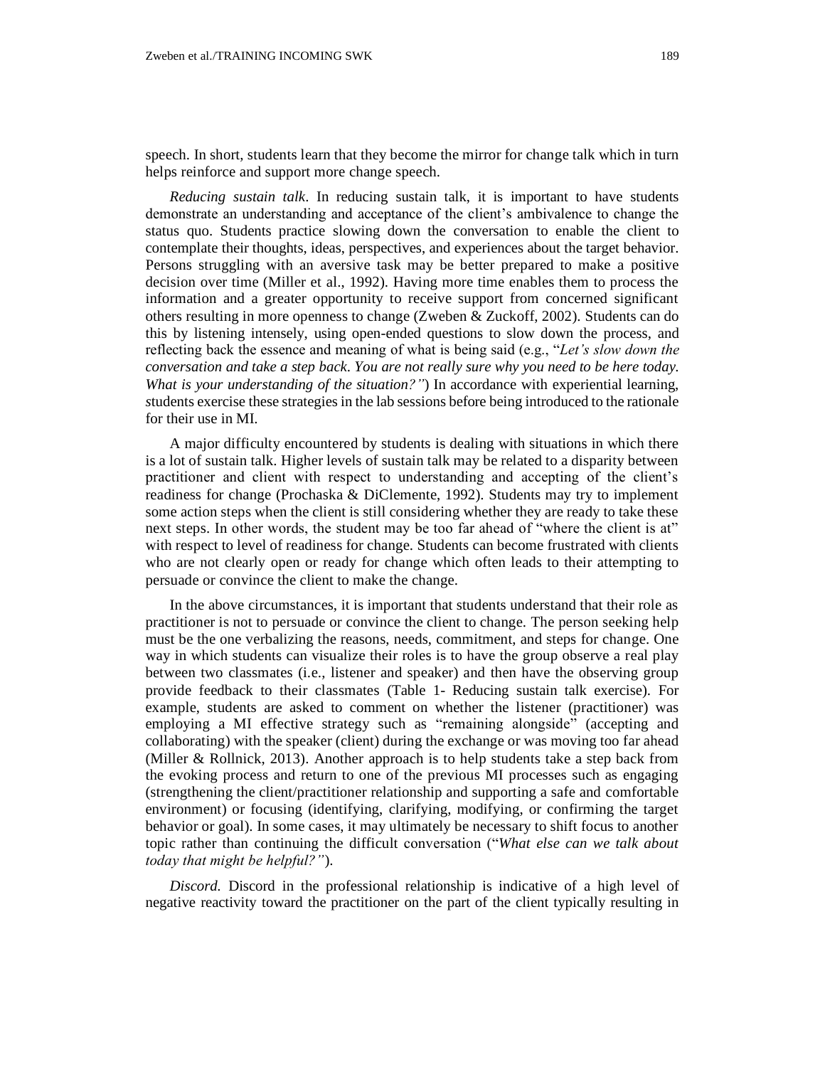speech. In short, students learn that they become the mirror for change talk which in turn helps reinforce and support more change speech.

*Reducing sustain talk*. In reducing sustain talk, it is important to have students demonstrate an understanding and acceptance of the client's ambivalence to change the status quo. Students practice slowing down the conversation to enable the client to contemplate their thoughts, ideas, perspectives, and experiences about the target behavior. Persons struggling with an aversive task may be better prepared to make a positive decision over time (Miller et al., 1992). Having more time enables them to process the information and a greater opportunity to receive support from concerned significant others resulting in more openness to change (Zweben & Zuckoff, 2002). Students can do this by listening intensely, using open-ended questions to slow down the process, and reflecting back the essence and meaning of what is being said (e.g., "*Let's slow down the conversation and take a step back. You are not really sure why you need to be here today. What is your understanding of the situation?"*) In accordance with experiential learning, students exercise these strategies in the lab sessions before being introduced to the rationale for their use in MI.

A major difficulty encountered by students is dealing with situations in which there is a lot of sustain talk. Higher levels of sustain talk may be related to a disparity between practitioner and client with respect to understanding and accepting of the client's readiness for change (Prochaska & DiClemente, 1992). Students may try to implement some action steps when the client is still considering whether they are ready to take these next steps. In other words, the student may be too far ahead of "where the client is at" with respect to level of readiness for change. Students can become frustrated with clients who are not clearly open or ready for change which often leads to their attempting to persuade or convince the client to make the change.

In the above circumstances, it is important that students understand that their role as practitioner is not to persuade or convince the client to change. The person seeking help must be the one verbalizing the reasons, needs, commitment, and steps for change. One way in which students can visualize their roles is to have the group observe a real play between two classmates (i.e., listener and speaker) and then have the observing group provide feedback to their classmates (Table 1- Reducing sustain talk exercise). For example, students are asked to comment on whether the listener (practitioner) was employing a MI effective strategy such as "remaining alongside" (accepting and collaborating) with the speaker (client) during the exchange or was moving too far ahead (Miller & Rollnick, 2013). Another approach is to help students take a step back from the evoking process and return to one of the previous MI processes such as engaging (strengthening the client/practitioner relationship and supporting a safe and comfortable environment) or focusing (identifying, clarifying, modifying, or confirming the target behavior or goal). In some cases, it may ultimately be necessary to shift focus to another topic rather than continuing the difficult conversation ("*What else can we talk about today that might be helpful?"*).

*Discord.* Discord in the professional relationship is indicative of a high level of negative reactivity toward the practitioner on the part of the client typically resulting in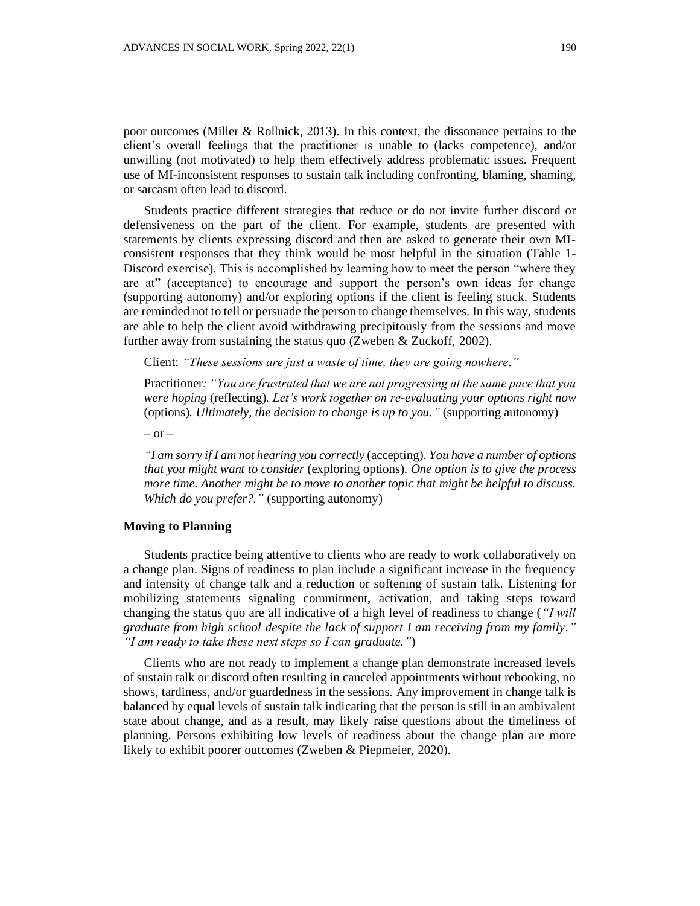poor outcomes (Miller & Rollnick, 2013). In this context, the dissonance pertains to the client's overall feelings that the practitioner is unable to (lacks competence), and/or unwilling (not motivated) to help them effectively address problematic issues. Frequent use of MI-inconsistent responses to sustain talk including confronting, blaming, shaming, or sarcasm often lead to discord.

Students practice different strategies that reduce or do not invite further discord or defensiveness on the part of the client. For example, students are presented with statements by clients expressing discord and then are asked to generate their own MI-consistent responses that they think would be most helpful in the situation (Table 1-Discord exercise). This is accomplished by learning how to meet the person "where they are at" (acceptance) to encourage and support the person's own ideas for change (supporting autonomy) and/or exploring options if the client is feeling stuck. Students are reminded not to tell or persuade the person to change themselves. In this way, students are able to help the client avoid withdrawing precipitously from the sessions and move further away from sustaining the status quo (Zweben & Zuckoff, 2002).

> Client: *"These sessions are just a waste of time, they are going nowhere."*
>
> Practitioner*: "You are frustrated that we are not progressing at the same pace that you were hoping* (reflecting)*. Let's work together on re-evaluating your options right now* (options)*. Ultimately, the decision to change is up to you."* (supporting autonomy)
>
> – or –
>
> *"I am sorry if I am not hearing you correctly* (accepting)*. You have a number of options that you might want to consider* (exploring options)*. One option is to give the process more time. Another might be to move to another topic that might be helpful to discuss. Which do you prefer?."* (supporting autonomy)

### Moving to Planning

Students practice being attentive to clients who are ready to work collaboratively on a change plan. Signs of readiness to plan include a significant increase in the frequency and intensity of change talk and a reduction or softening of sustain talk. Listening for mobilizing statements signaling commitment, activation, and taking steps toward changing the status quo are all indicative of a high level of readiness to change (*"I will graduate from high school despite the lack of support I am receiving from my family." "I am ready to take these next steps so I can graduate."*)

Clients who are not ready to implement a change plan demonstrate increased levels of sustain talk or discord often resulting in canceled appointments without rebooking, no shows, tardiness, and/or guardedness in the sessions. Any improvement in change talk is balanced by equal levels of sustain talk indicating that the person is still in an ambivalent state about change, and as a result, may likely raise questions about the timeliness of planning. Persons exhibiting low levels of readiness about the change plan are more likely to exhibit poorer outcomes (Zweben & Piepmeier, 2020).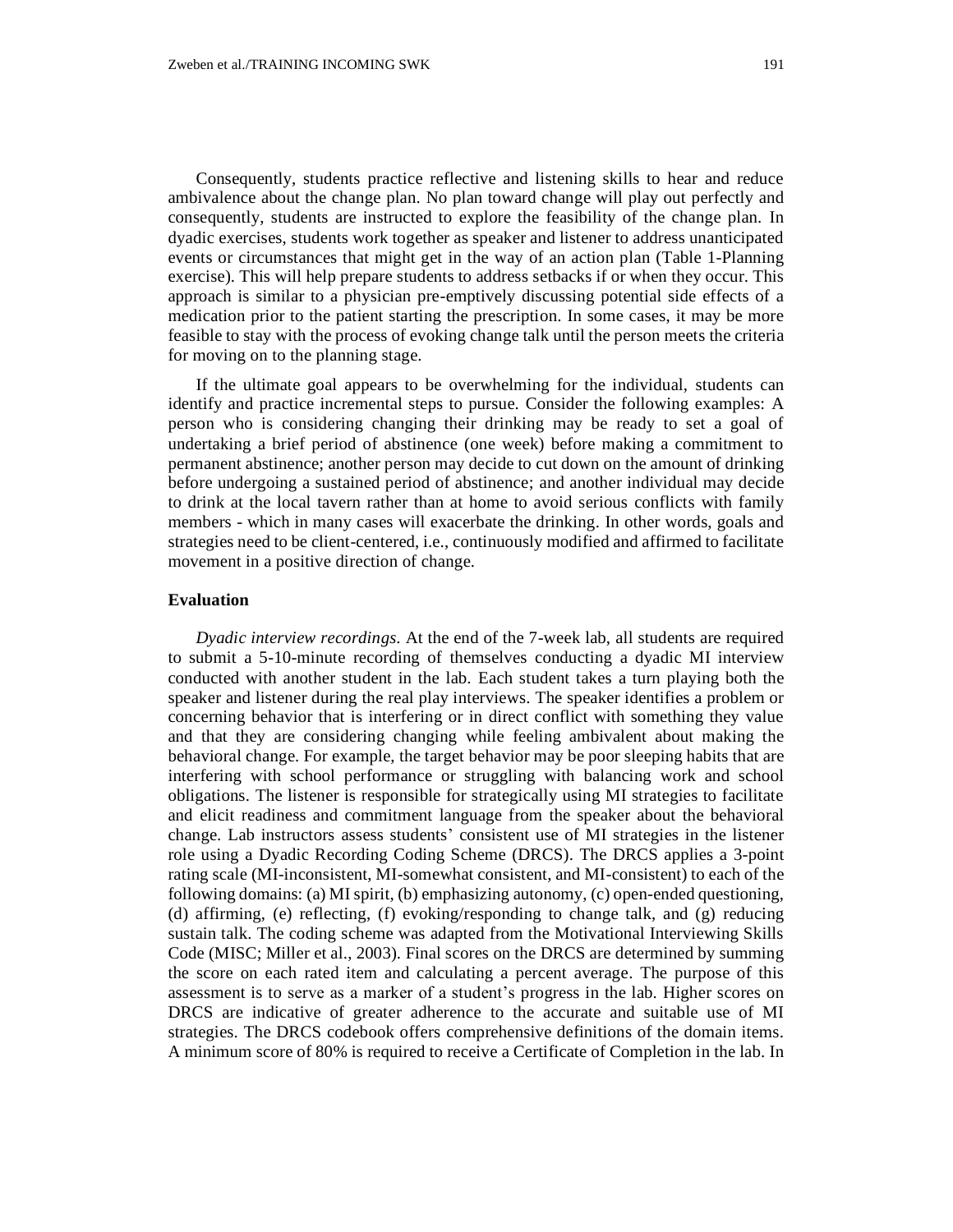Consequently, students practice reflective and listening skills to hear and reduce ambivalence about the change plan. No plan toward change will play out perfectly and consequently, students are instructed to explore the feasibility of the change plan. In dyadic exercises, students work together as speaker and listener to address unanticipated events or circumstances that might get in the way of an action plan (Table 1-Planning exercise). This will help prepare students to address setbacks if or when they occur. This approach is similar to a physician pre-emptively discussing potential side effects of a medication prior to the patient starting the prescription. In some cases, it may be more feasible to stay with the process of evoking change talk until the person meets the criteria for moving on to the planning stage.

If the ultimate goal appears to be overwhelming for the individual, students can identify and practice incremental steps to pursue. Consider the following examples: A person who is considering changing their drinking may be ready to set a goal of undertaking a brief period of abstinence (one week) before making a commitment to permanent abstinence; another person may decide to cut down on the amount of drinking before undergoing a sustained period of abstinence; and another individual may decide to drink at the local tavern rather than at home to avoid serious conflicts with family members - which in many cases will exacerbate the drinking. In other words, goals and strategies need to be client-centered, i.e., continuously modified and affirmed to facilitate movement in a positive direction of change.

### Evaluation

*Dyadic interview recordings.* At the end of the 7-week lab, all students are required to submit a 5-10-minute recording of themselves conducting a dyadic MI interview conducted with another student in the lab. Each student takes a turn playing both the speaker and listener during the real play interviews. The speaker identifies a problem or concerning behavior that is interfering or in direct conflict with something they value and that they are considering changing while feeling ambivalent about making the behavioral change. For example, the target behavior may be poor sleeping habits that are interfering with school performance or struggling with balancing work and school obligations. The listener is responsible for strategically using MI strategies to facilitate and elicit readiness and commitment language from the speaker about the behavioral change. Lab instructors assess students' consistent use of MI strategies in the listener role using a Dyadic Recording Coding Scheme (DRCS). The DRCS applies a 3-point rating scale (MI-inconsistent, MI-somewhat consistent, and MI-consistent) to each of the following domains: (a) MI spirit, (b) emphasizing autonomy, (c) open-ended questioning, (d) affirming, (e) reflecting, (f) evoking/responding to change talk, and (g) reducing sustain talk. The coding scheme was adapted from the Motivational Interviewing Skills Code (MISC; Miller et al., 2003). Final scores on the DRCS are determined by summing the score on each rated item and calculating a percent average. The purpose of this assessment is to serve as a marker of a student's progress in the lab. Higher scores on DRCS are indicative of greater adherence to the accurate and suitable use of MI strategies. The DRCS codebook offers comprehensive definitions of the domain items. A minimum score of 80% is required to receive a Certificate of Completion in the lab. In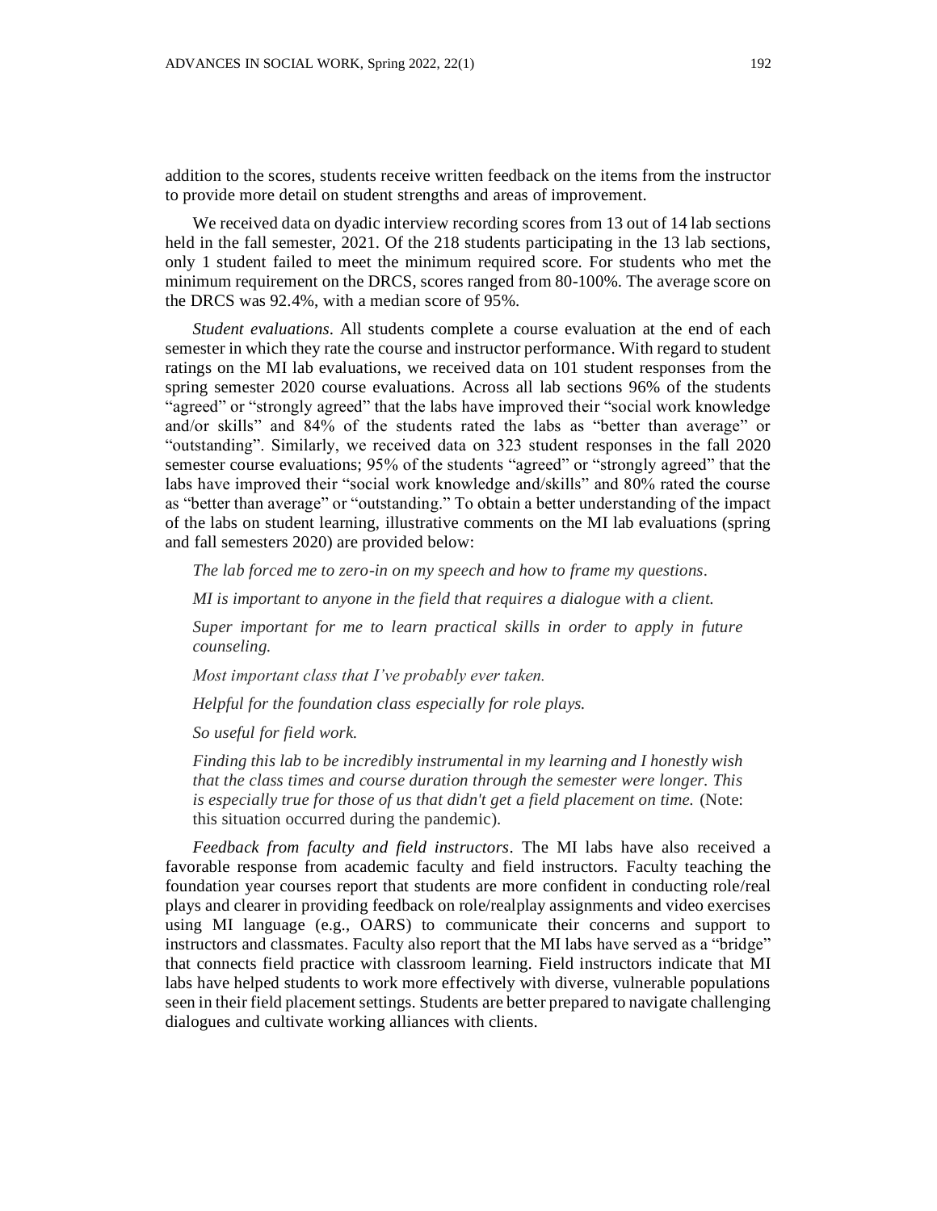addition to the scores, students receive written feedback on the items from the instructor to provide more detail on student strengths and areas of improvement.

We received data on dyadic interview recording scores from 13 out of 14 lab sections held in the fall semester, 2021. Of the 218 students participating in the 13 lab sections, only 1 student failed to meet the minimum required score. For students who met the minimum requirement on the DRCS, scores ranged from 80-100%. The average score on the DRCS was 92.4%, with a median score of 95%.

*Student evaluations*. All students complete a course evaluation at the end of each semester in which they rate the course and instructor performance. With regard to student ratings on the MI lab evaluations, we received data on 101 student responses from the spring semester 2020 course evaluations. Across all lab sections 96% of the students "agreed" or "strongly agreed" that the labs have improved their "social work knowledge and/or skills" and 84% of the students rated the labs as "better than average" or "outstanding". Similarly, we received data on 323 student responses in the fall 2020 semester course evaluations; 95% of the students "agreed" or "strongly agreed" that the labs have improved their "social work knowledge and/skills" and 80% rated the course as "better than average" or "outstanding." To obtain a better understanding of the impact of the labs on student learning, illustrative comments on the MI lab evaluations (spring and fall semesters 2020) are provided below:

> *The lab forced me to zero-in on my speech and how to frame my questions.*
>
> *MI is important to anyone in the field that requires a dialogue with a client.*
>
> *Super important for me to learn practical skills in order to apply in future counseling.*
>
> *Most important class that I've probably ever taken.*
>
> *Helpful for the foundation class especially for role plays.*
>
> *So useful for field work.*
>
> *Finding this lab to be incredibly instrumental in my learning and I honestly wish that the class times and course duration through the semester were longer. This is especially true for those of us that didn't get a field placement on time.* (Note: this situation occurred during the pandemic).

*Feedback from faculty and field instructors*. The MI labs have also received a favorable response from academic faculty and field instructors. Faculty teaching the foundation year courses report that students are more confident in conducting role/real plays and clearer in providing feedback on role/realplay assignments and video exercises using MI language (e.g., OARS) to communicate their concerns and support to instructors and classmates. Faculty also report that the MI labs have served as a "bridge" that connects field practice with classroom learning. Field instructors indicate that MI labs have helped students to work more effectively with diverse, vulnerable populations seen in their field placement settings. Students are better prepared to navigate challenging dialogues and cultivate working alliances with clients.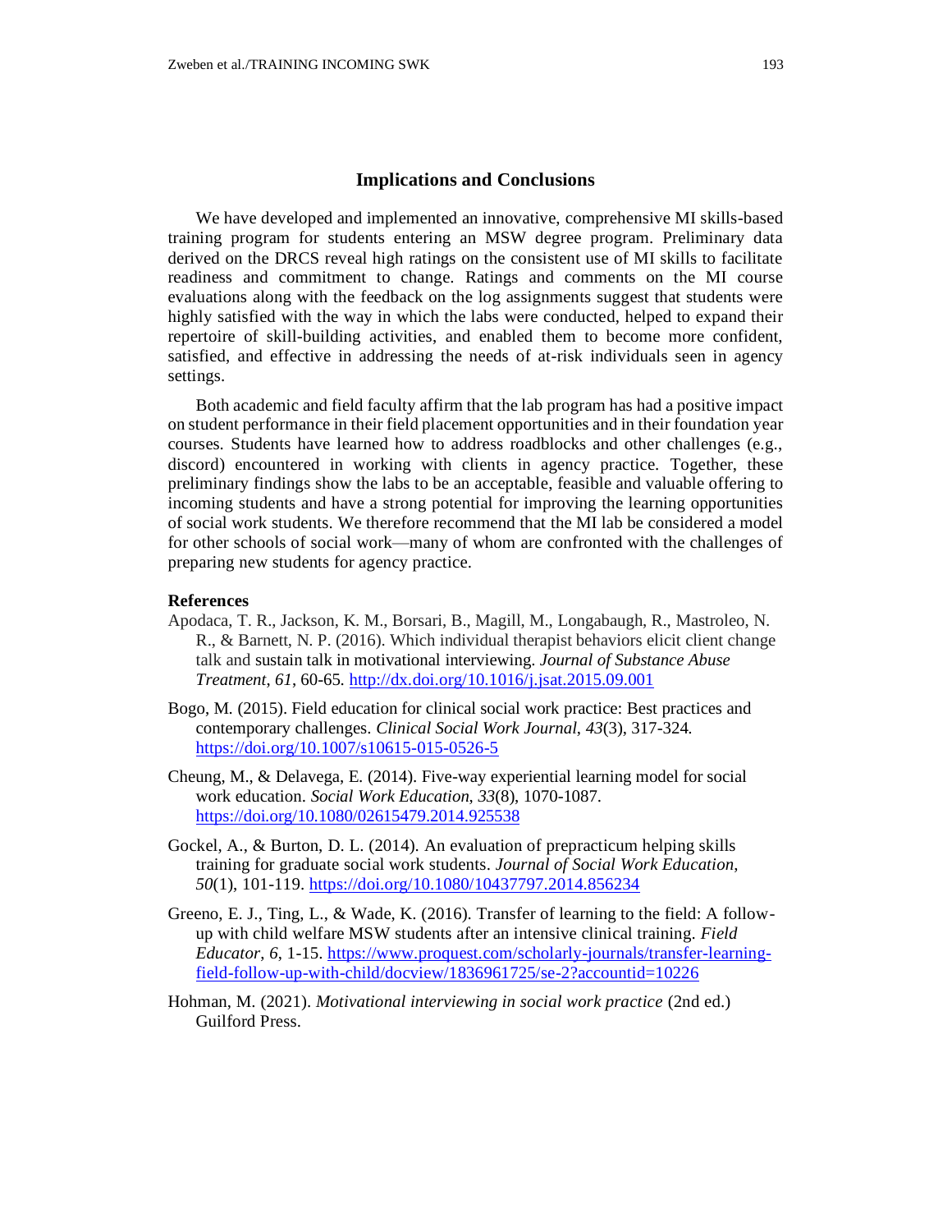## Implications and Conclusions

We have developed and implemented an innovative, comprehensive MI skills-based training program for students entering an MSW degree program. Preliminary data derived on the DRCS reveal high ratings on the consistent use of MI skills to facilitate readiness and commitment to change. Ratings and comments on the MI course evaluations along with the feedback on the log assignments suggest that students were highly satisfied with the way in which the labs were conducted, helped to expand their repertoire of skill-building activities, and enabled them to become more confident, satisfied, and effective in addressing the needs of at-risk individuals seen in agency settings.

Both academic and field faculty affirm that the lab program has had a positive impact on student performance in their field placement opportunities and in their foundation year courses. Students have learned how to address roadblocks and other challenges (e.g., discord) encountered in working with clients in agency practice. Together, these preliminary findings show the labs to be an acceptable, feasible and valuable offering to incoming students and have a strong potential for improving the learning opportunities of social work students. We therefore recommend that the MI lab be considered a model for other schools of social work—many of whom are confronted with the challenges of preparing new students for agency practice.

### References

Apodaca, T. R., Jackson, K. M., Borsari, B., Magill, M., Longabaugh, R., Mastroleo, N. R., & Barnett, N. P. (2016). Which individual therapist behaviors elicit client change talk and sustain talk in motivational interviewing. *Journal of Substance Abuse Treatment*, *61*, 60-65. http://dx.doi.org/10.1016/j.jsat.2015.09.001

Bogo, M. (2015). Field education for clinical social work practice: Best practices and contemporary challenges. *Clinical Social Work Journal*, *43*(3), 317-324. https://doi.org/10.1007/s10615-015-0526-5

Cheung, M., & Delavega, E. (2014). Five-way experiential learning model for social work education. *Social Work Education*, *33*(8), 1070-1087. https://doi.org/10.1080/02615479.2014.925538

Gockel, A., & Burton, D. L. (2014). An evaluation of prepracticum helping skills training for graduate social work students. *Journal of Social Work Education*, *50*(1), 101-119. https://doi.org/10.1080/10437797.2014.856234

Greeno, E. J., Ting, L., & Wade, K. (2016). Transfer of learning to the field: A follow-up with child welfare MSW students after an intensive clinical training. *Field Educator*, *6*, 1-15. https://www.proquest.com/scholarly-journals/transfer-learning-field-follow-up-with-child/docview/1836961725/se-2?accountid=10226

Hohman, M. (2021). *Motivational interviewing in social work practice* (2nd ed.) Guilford Press.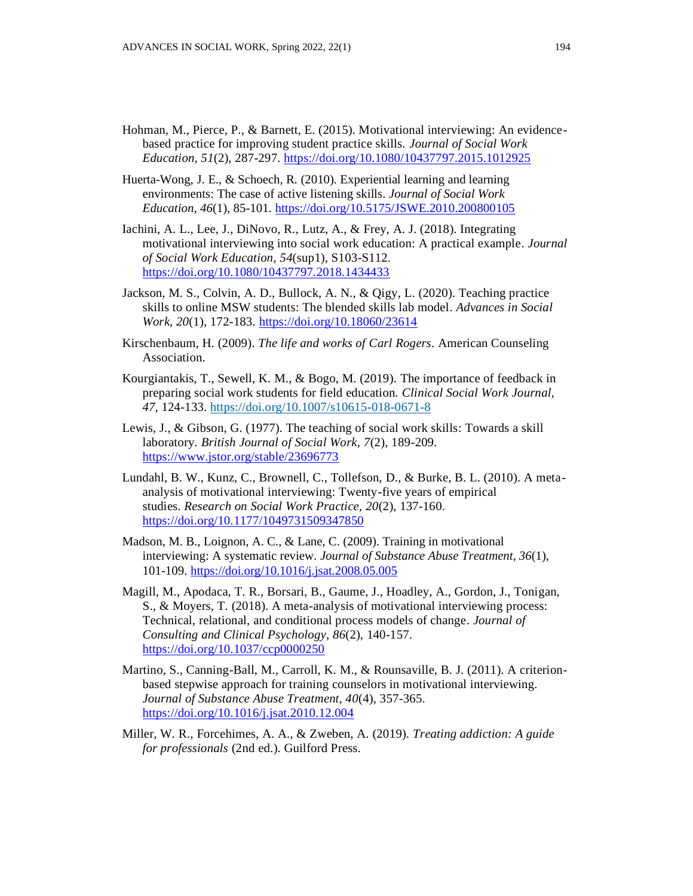Hohman, M., Pierce, P., & Barnett, E. (2015). Motivational interviewing: An evidence-based practice for improving student practice skills. *Journal of Social Work Education*, *51*(2), 287-297. https://doi.org/10.1080/10437797.2015.1012925

Huerta-Wong, J. E., & Schoech, R. (2010). Experiential learning and learning environments: The case of active listening skills. *Journal of Social Work Education*, *46*(1), 85-101. https://doi.org/10.5175/JSWE.2010.200800105

Iachini, A. L., Lee, J., DiNovo, R., Lutz, A., & Frey, A. J. (2018). Integrating motivational interviewing into social work education: A practical example. *Journal of Social Work Education*, *54*(sup1), S103-S112. https://doi.org/10.1080/10437797.2018.1434433

Jackson, M. S., Colvin, A. D., Bullock, A. N., & Qigy, L. (2020). Teaching practice skills to online MSW students: The blended skills lab model. *Advances in Social Work*, *20*(1), 172-183. https://doi.org/10.18060/23614

Kirschenbaum, H. (2009). *The life and works of Carl Rogers*. American Counseling Association.

Kourgiantakis, T., Sewell, K. M., & Bogo, M. (2019). The importance of feedback in preparing social work students for field education. *Clinical Social Work Journal*, *47*, 124-133. https://doi.org/10.1007/s10615-018-0671-8

Lewis, J., & Gibson, G. (1977). The teaching of social work skills: Towards a skill laboratory. *British Journal of Social Work*, *7*(2), 189-209. https://www.jstor.org/stable/23696773

Lundahl, B. W., Kunz, C., Brownell, C., Tollefson, D., & Burke, B. L. (2010). A meta-analysis of motivational interviewing: Twenty-five years of empirical studies. *Research on Social Work Practice*, *20*(2), 137-160. https://doi.org/10.1177/1049731509347850

Madson, M. B., Loignon, A. C., & Lane, C. (2009). Training in motivational interviewing: A systematic review. *Journal of Substance Abuse Treatment*, *36*(1), 101-109. https://doi.org/10.1016/j.jsat.2008.05.005

Magill, M., Apodaca, T. R., Borsari, B., Gaume, J., Hoadley, A., Gordon, J., Tonigan, S., & Moyers, T. (2018). A meta-analysis of motivational interviewing process: Technical, relational, and conditional process models of change. *Journal of Consulting and Clinical Psychology*, *86*(2), 140-157. https://doi.org/10.1037/ccp0000250

Martino, S., Canning-Ball, M., Carroll, K. M., & Rounsaville, B. J. (2011). A criterion-based stepwise approach for training counselors in motivational interviewing. *Journal of Substance Abuse Treatment*, *40*(4), 357-365. https://doi.org/10.1016/j.jsat.2010.12.004

Miller, W. R., Forcehimes, A. A., & Zweben, A. (2019). *Treating addiction: A guide for professionals* (2nd ed.). Guilford Press.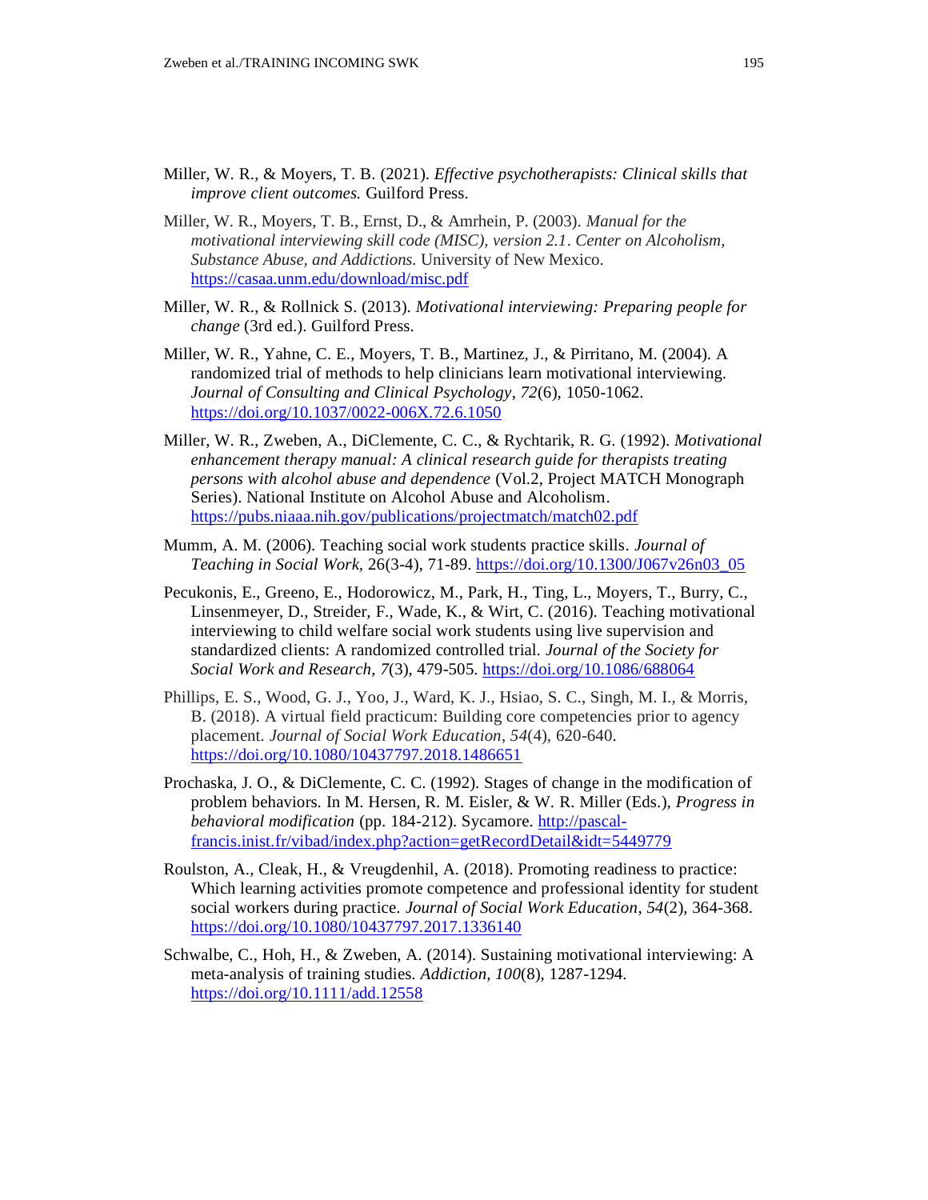Miller, W. R., & Moyers, T. B. (2021). *Effective psychotherapists: Clinical skills that improve client outcomes.* Guilford Press.

Miller, W. R., Moyers, T. B., Ernst, D., & Amrhein, P. (2003). *Manual for the motivational interviewing skill code (MISC), version 2.1. Center on Alcoholism, Substance Abuse, and Addictions.* University of New Mexico. https://casaa.unm.edu/download/misc.pdf

Miller, W. R., & Rollnick S. (2013). *Motivational interviewing: Preparing people for change* (3rd ed.). Guilford Press.

Miller, W. R., Yahne, C. E., Moyers, T. B., Martinez, J., & Pirritano, M. (2004). A randomized trial of methods to help clinicians learn motivational interviewing. *Journal of Consulting and Clinical Psychology*, *72*(6), 1050-1062. https://doi.org/10.1037/0022-006X.72.6.1050

Miller, W. R., Zweben, A., DiClemente, C. C., & Rychtarik, R. G. (1992). *Motivational enhancement therapy manual: A clinical research guide for therapists treating persons with alcohol abuse and dependence* (Vol.2, Project MATCH Monograph Series). National Institute on Alcohol Abuse and Alcoholism. https://pubs.niaaa.nih.gov/publications/projectmatch/match02.pdf

Mumm, A. M. (2006). Teaching social work students practice skills. *Journal of Teaching in Social Work*, 26(3-4), 71-89. https://doi.org/10.1300/J067v26n03_05

Pecukonis, E., Greeno, E., Hodorowicz, M., Park, H., Ting, L., Moyers, T., Burry, C., Linsenmeyer, D., Streider, F., Wade, K., & Wirt, C. (2016). Teaching motivational interviewing to child welfare social work students using live supervision and standardized clients: A randomized controlled trial. *Journal of the Society for Social Work and Research*, *7*(3), 479-505. https://doi.org/10.1086/688064

Phillips, E. S., Wood, G. J., Yoo, J., Ward, K. J., Hsiao, S. C., Singh, M. I., & Morris, B. (2018). A virtual field practicum: Building core competencies prior to agency placement. *Journal of Social Work Education*, *54*(4), 620-640. https://doi.org/10.1080/10437797.2018.1486651

Prochaska, J. O., & DiClemente, C. C. (1992). Stages of change in the modification of problem behaviors. In M. Hersen, R. M. Eisler, & W. R. Miller (Eds.), *Progress in behavioral modification* (pp. 184-212). Sycamore. http://pascal-francis.inist.fr/vibad/index.php?action=getRecordDetail&idt=5449779

Roulston, A., Cleak, H., & Vreugdenhil, A. (2018). Promoting readiness to practice: Which learning activities promote competence and professional identity for student social workers during practice. *Journal of Social Work Education*, *54*(2), 364-368. https://doi.org/10.1080/10437797.2017.1336140

Schwalbe, C., Hoh, H., & Zweben, A. (2014). Sustaining motivational interviewing: A meta-analysis of training studies. *Addiction, 100*(8), 1287-1294. https://doi.org/10.1111/add.12558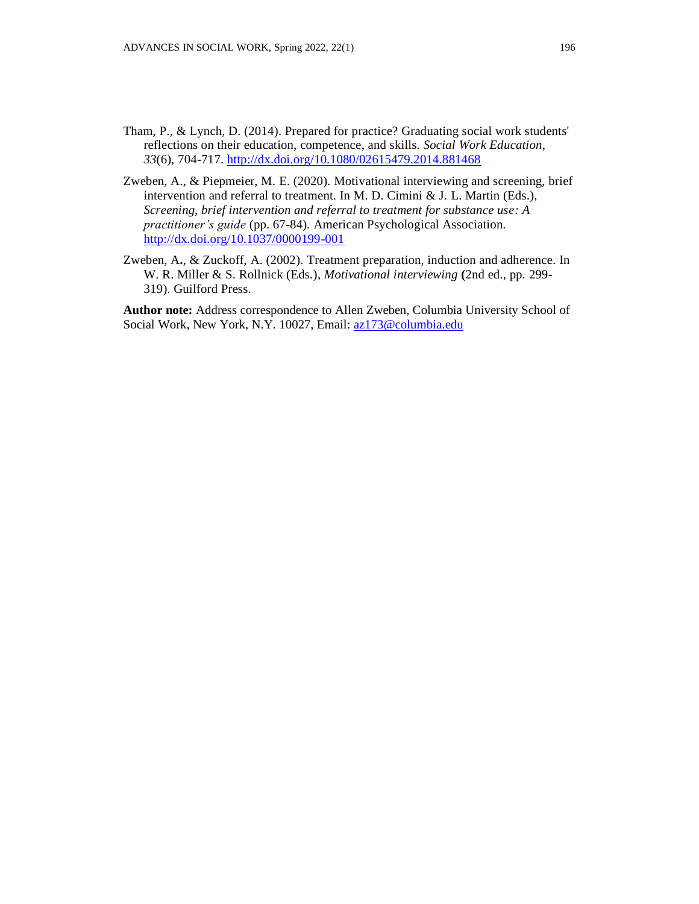Tham, P., & Lynch, D. (2014). Prepared for practice? Graduating social work students' reflections on their education, competence, and skills. *Social Work Education*, *33*(6), 704-717. http://dx.doi.org/10.1080/02615479.2014.881468

Zweben, A., & Piepmeier, M. E. (2020). Motivational interviewing and screening, brief intervention and referral to treatment. In M. D. Cimini & J. L. Martin (Eds.), *Screening, brief intervention and referral to treatment for substance use: A practitioner's guide* (pp. 67-84). American Psychological Association. http://dx.doi.org/10.1037/0000199-001

Zweben, A., & Zuckoff, A. (2002). Treatment preparation, induction and adherence. In W. R. Miller & S. Rollnick (Eds.), *Motivational interviewing* (2nd ed., pp. 299-319). Guilford Press.

**Author note:** Address correspondence to Allen Zweben, Columbia University School of Social Work, New York, N.Y. 10027, Email: az173@columbia.edu